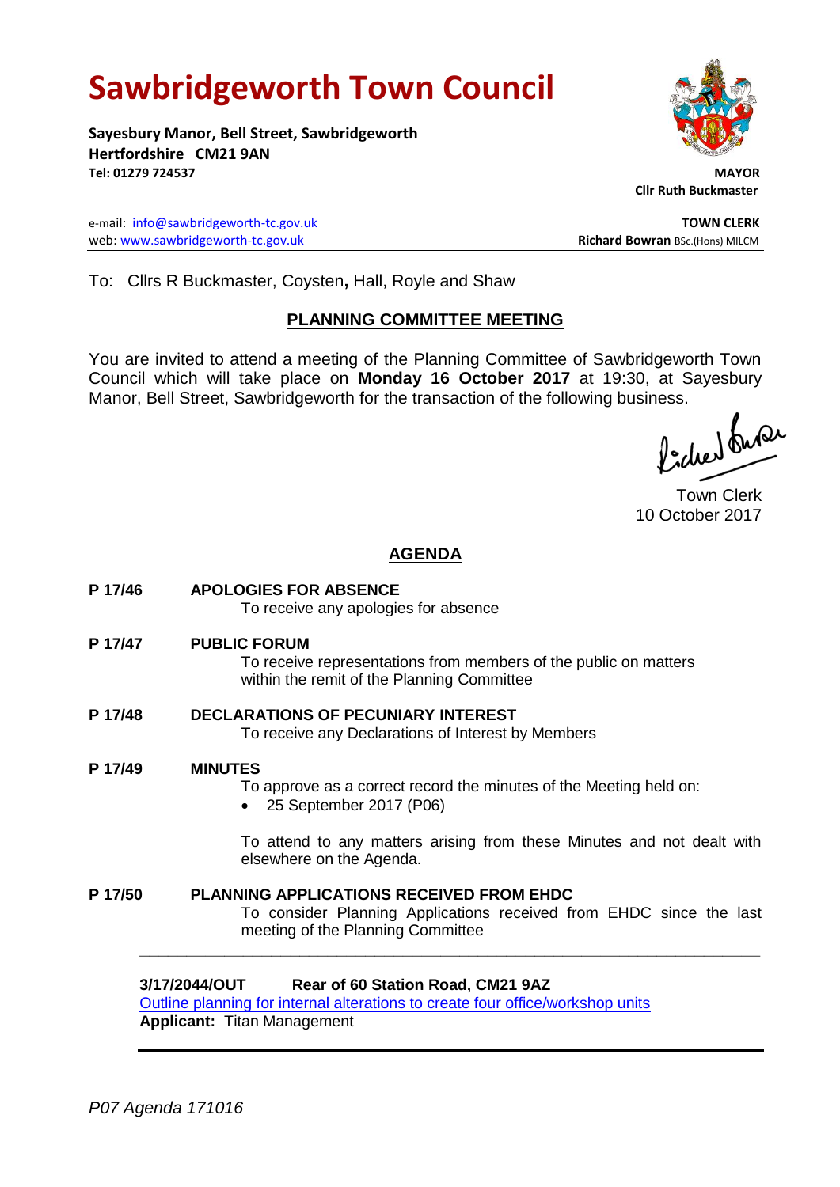# Sawbridgeworth Town Council

**Sayesbury Manor, Bell Street, Sawbridgeworth**
**Hertfordshire CM21 9AN**
**Tel: 01279 724537**

**MAYOR**
**Cllr Ruth Buckmaster**

e-mail: info@sawbridgeworth-tc.gov.uk
web: www.sawbridgeworth-tc.gov.uk

**TOWN CLERK**
**Richard Bowran** BSc.(Hons) MILCM

To: Cllrs R Buckmaster, Coysten**,** Hall, Royle and Shaw

## PLANNING COMMITTEE MEETING

You are invited to attend a meeting of the Planning Committee of Sawbridgeworth Town Council which will take place on **Monday 16 October 2017** at 19:30, at Sayesbury Manor, Bell Street, Sawbridgeworth for the transaction of the following business.

Town Clerk
10 October 2017

## AGENDA

**P 17/46 APOLOGIES FOR ABSENCE**
To receive any apologies for absence

**P 17/47 PUBLIC FORUM**
To receive representations from members of the public on matters within the remit of the Planning Committee

**P 17/48 DECLARATIONS OF PECUNIARY INTEREST**
To receive any Declarations of Interest by Members

**P 17/49 MINUTES**
To approve as a correct record the minutes of the Meeting held on:

- 25 September 2017 (P06)

To attend to any matters arising from these Minutes and not dealt with elsewhere on the Agenda.

**P 17/50 PLANNING APPLICATIONS RECEIVED FROM EHDC**
To consider Planning Applications received from EHDC since the last meeting of the Planning Committee

---

**3/17/2044/OUT Rear of 60 Station Road, CM21 9AZ**
Outline planning for internal alterations to create four office/workshop units
**Applicant:** Titan Management

---

*P07 Agenda 171016*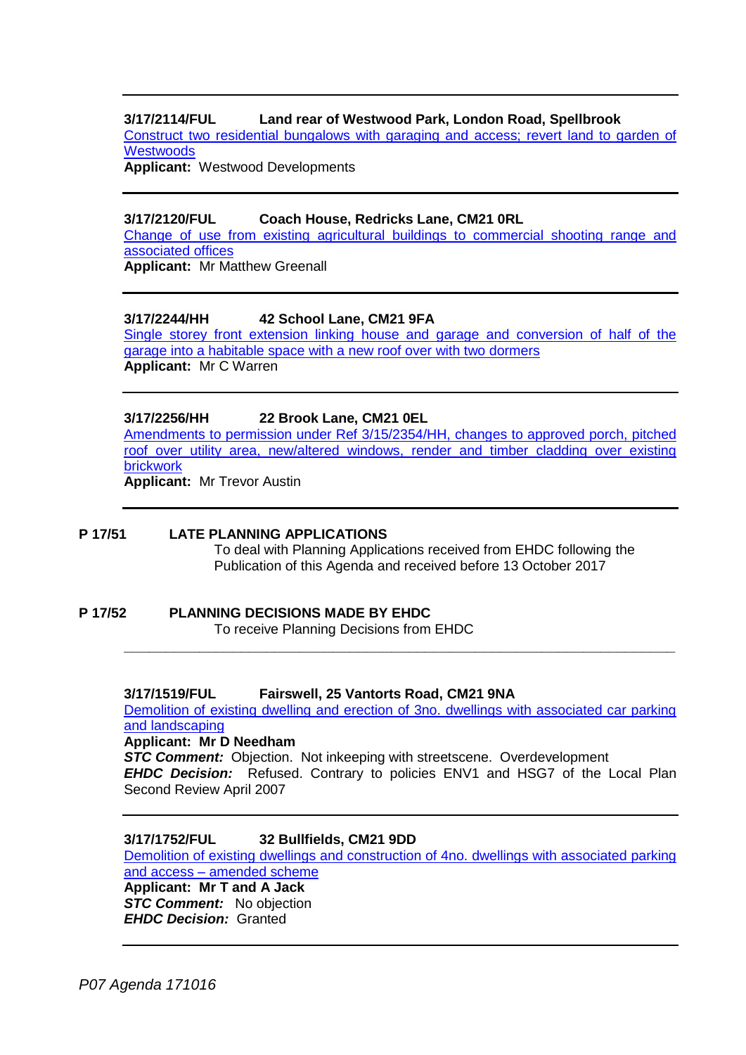---

**3/17/2114/FUL      Land rear of Westwood Park, London Road, Spellbrook**

Construct two residential bungalows with garaging and access; revert land to garden of Westwoods

**Applicant:** Westwood Developments

---

**3/17/2120/FUL      Coach House, Redricks Lane, CM21 0RL**

Change of use from existing agricultural buildings to commercial shooting range and associated offices

**Applicant:** Mr Matthew Greenall

---

**3/17/2244/HH      42 School Lane, CM21 9FA**

Single storey front extension linking house and garage and conversion of half of the garage into a habitable space with a new roof over with two dormers

**Applicant:** Mr C Warren

---

**3/17/2256/HH      22 Brook Lane, CM21 0EL**

Amendments to permission under Ref 3/15/2354/HH, changes to approved porch, pitched roof over utility area, new/altered windows, render and timber cladding over existing brickwork

**Applicant:** Mr Trevor Austin

---

**P 17/51      LATE PLANNING APPLICATIONS**

To deal with Planning Applications received from EHDC following the Publication of this Agenda and received before 13 October 2017

**P 17/52      PLANNING DECISIONS MADE BY EHDC**

To receive Planning Decisions from EHDC

---

**3/17/1519/FUL      Fairswell, 25 Vantorts Road, CM21 9NA**

Demolition of existing dwelling and erection of 3no. dwellings with associated car parking and landscaping

**Applicant: Mr D Needham**

***STC Comment:*** Objection. Not inkeeping with streetscene. Overdevelopment

***EHDC Decision:*** Refused. Contrary to policies ENV1 and HSG7 of the Local Plan Second Review April 2007

---

**3/17/1752/FUL      32 Bullfields, CM21 9DD**

Demolition of existing dwellings and construction of 4no. dwellings with associated parking and access – amended scheme

**Applicant: Mr T and A Jack**

***STC Comment:*** No objection

***EHDC Decision:*** Granted

---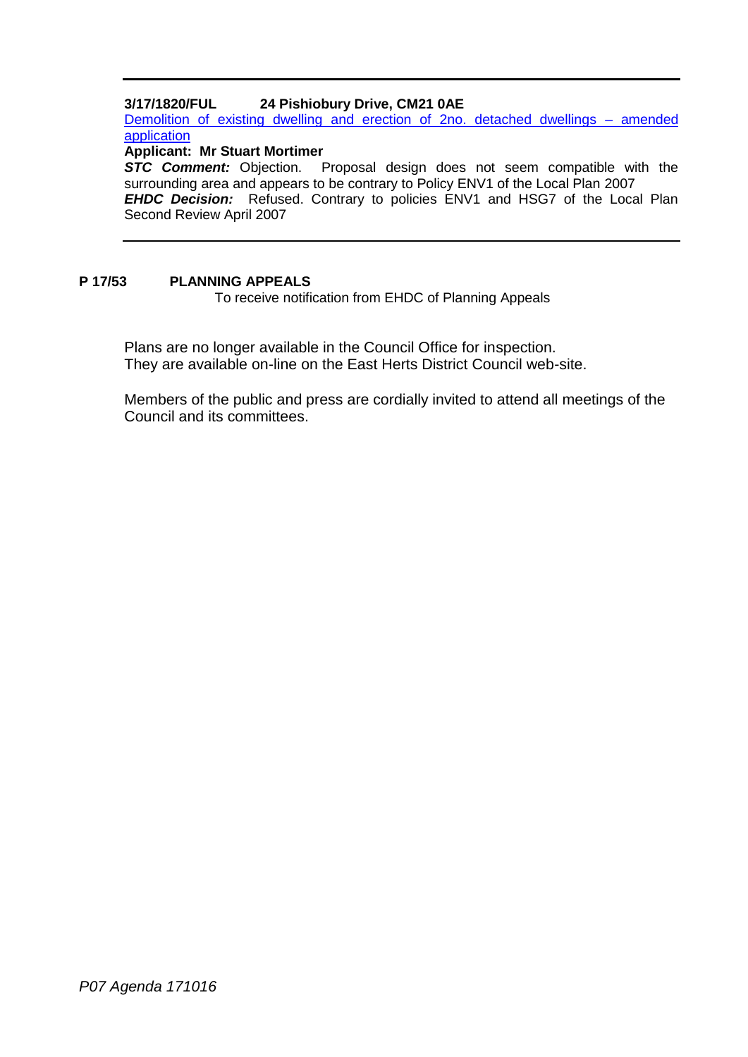---

**3/17/1820/FUL 24 Pishiobury Drive, CM21 0AE**

Demolition of existing dwelling and erection of 2no. detached dwellings – amended application

**Applicant: Mr Stuart Mortimer**

***STC Comment:*** Objection. Proposal design does not seem compatible with the surrounding area and appears to be contrary to Policy ENV1 of the Local Plan 2007

***EHDC Decision:*** Refused. Contrary to policies ENV1 and HSG7 of the Local Plan Second Review April 2007

---

**P 17/53 PLANNING APPEALS**

To receive notification from EHDC of Planning Appeals

Plans are no longer available in the Council Office for inspection.
They are available on-line on the East Herts District Council web-site.

Members of the public and press are cordially invited to attend all meetings of the Council and its committees.

*P07 Agenda 171016*